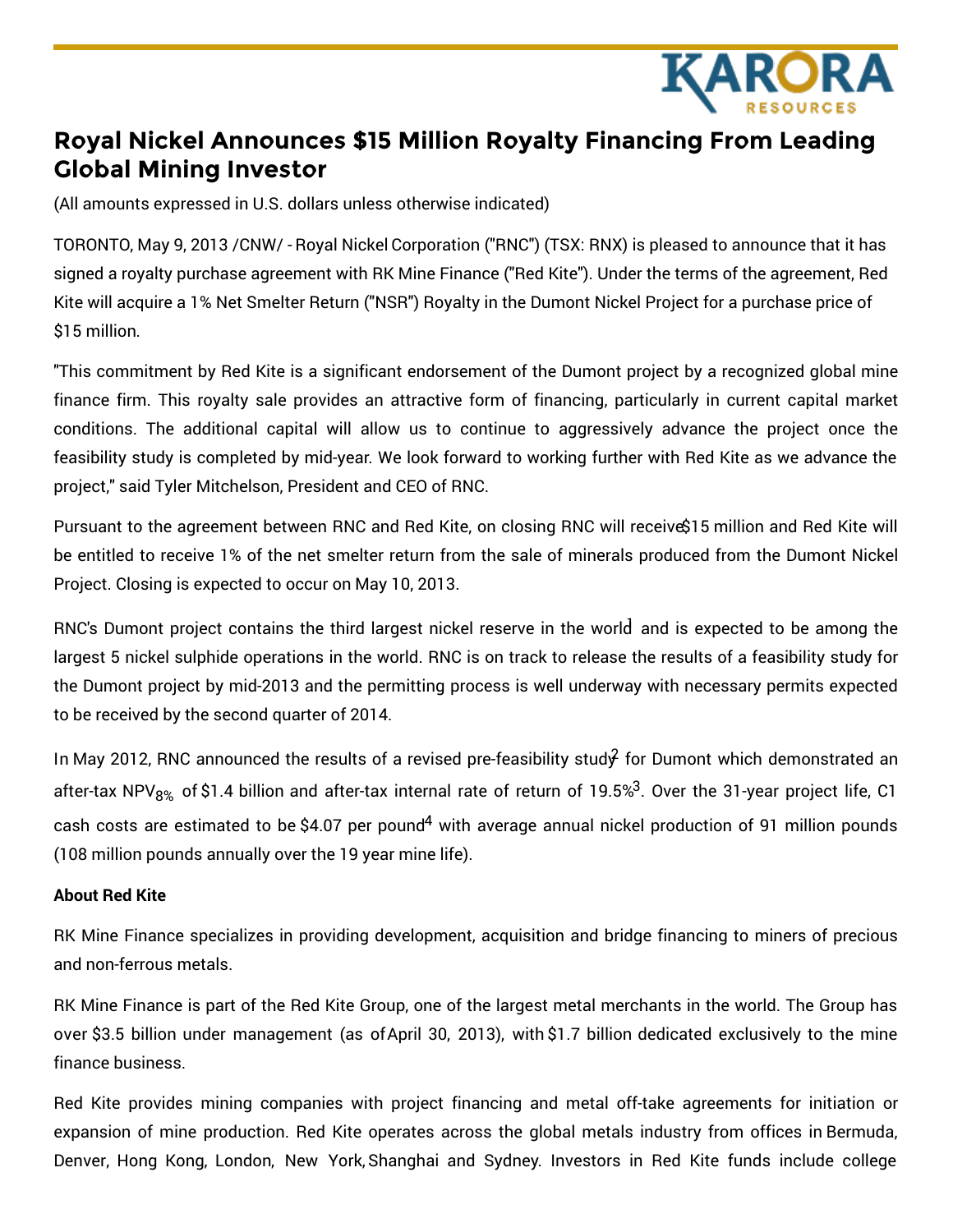# Royal Nickel Announces $15 Million Royalty Financing From Leading Global Mining Investor

(All amounts expressed in U.S. dollars unless otherwise indicated)

TORONTO, May 9, 2013 /CNW/ - Royal Nickel Corporation ("RNC") (TSX: RNX) is pleased to announce that it has signed a royalty purchase agreement with RK Mine Finance ("Red Kite"). Under the terms of the agreement, Red Kite will acquire a 1% Net Smelter Return ("NSR") Royalty in the Dumont Nickel Project for a purchase price of $15 million.

"This commitment by Red Kite is a significant endorsement of the Dumont project by a recognized global mine finance firm. This royalty sale provides an attractive form of financing, particularly in current capital market conditions. The additional capital will allow us to continue to aggressively advance the project once the feasibility study is completed by mid-year. We look forward to working further with Red Kite as we advance the project," said Tyler Mitchelson, President and CEO of RNC.

Pursuant to the agreement between RNC and Red Kite, on closing RNC will receive $15 million and Red Kite will be entitled to receive 1% of the net smelter return from the sale of minerals produced from the Dumont Nickel Project. Closing is expected to occur on May 10, 2013.

RNC's Dumont project contains the third largest nickel reserve in the world[1] and is expected to be among the largest 5 nickel sulphide operations in the world. RNC is on track to release the results of a feasibility study for the Dumont project by mid-2013 and the permitting process is well underway with necessary permits expected to be received by the second quarter of 2014.

In May 2012, RNC announced the results of a revised pre-feasibility study[2] for Dumont which demonstrated an after-tax $NPV_{8\%}$ of $1.4 billion and after-tax internal rate of return of 19.5%[3]. Over the 31-year project life, C1 cash costs are estimated to be $4.07 per pound[4] with average annual nickel production of 91 million pounds (108 million pounds annually over the 19 year mine life).

**About Red Kite**

RK Mine Finance specializes in providing development, acquisition and bridge financing to miners of precious and non-ferrous metals.

RK Mine Finance is part of the Red Kite Group, one of the largest metal merchants in the world. The Group has over $3.5 billion under management (as of April 30, 2013), with $1.7 billion dedicated exclusively to the mine finance business.

Red Kite provides mining companies with project financing and metal off-take agreements for initiation or expansion of mine production. Red Kite operates across the global metals industry from offices in Bermuda, Denver, Hong Kong, London, New York, Shanghai and Sydney. Investors in Red Kite funds include college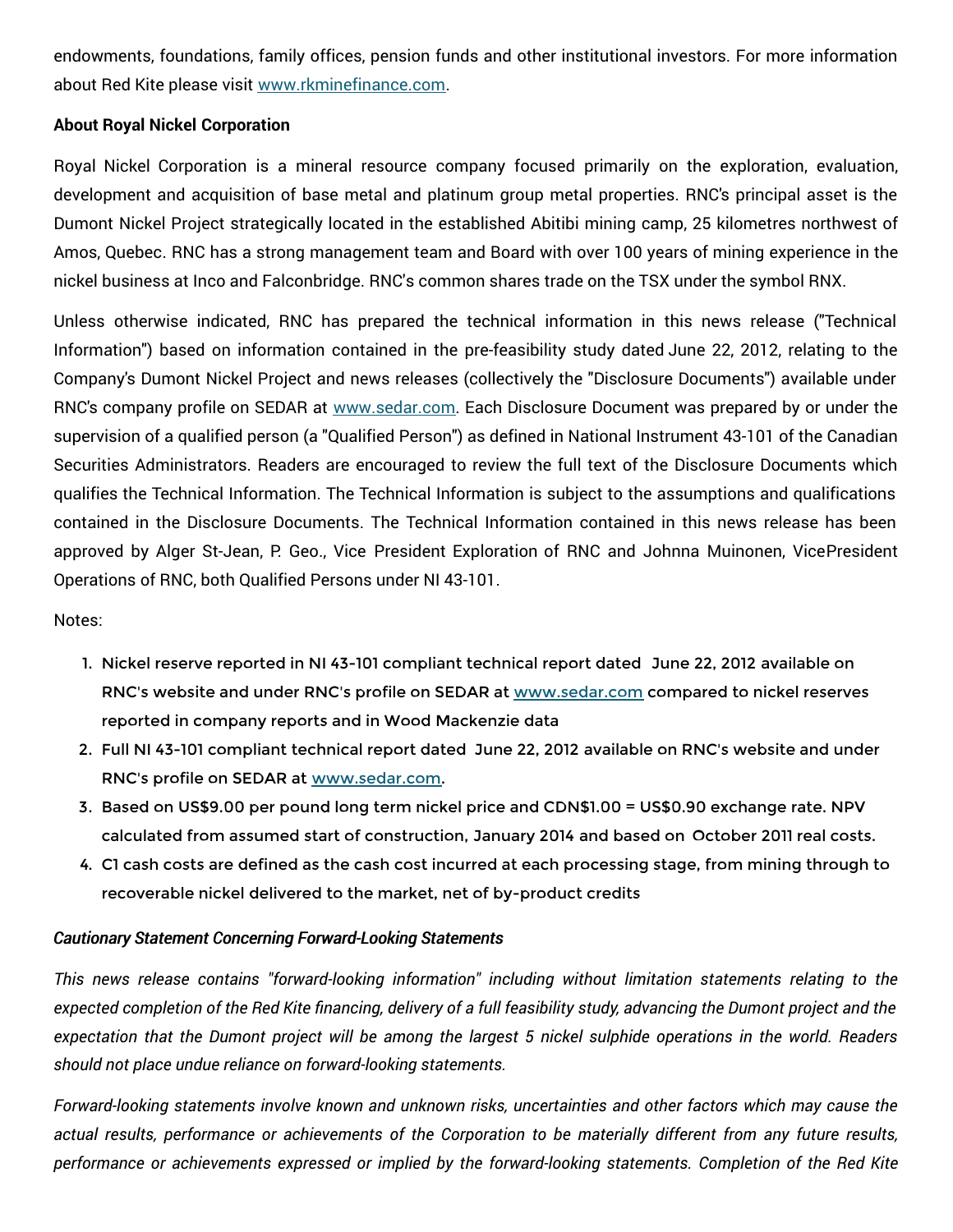endowments, foundations, family offices, pension funds and other institutional investors. For more information about Red Kite please visit [www.rkminefinance.com](http://www.rkminefinance.com).

**About Royal Nickel Corporation**

Royal Nickel Corporation is a mineral resource company focused primarily on the exploration, evaluation, development and acquisition of base metal and platinum group metal properties. RNC's principal asset is the Dumont Nickel Project strategically located in the established Abitibi mining camp, 25 kilometres northwest of Amos, Quebec. RNC has a strong management team and Board with over 100 years of mining experience in the nickel business at Inco and Falconbridge. RNC's common shares trade on the TSX under the symbol RNX.

Unless otherwise indicated, RNC has prepared the technical information in this news release ("Technical Information") based on information contained in the pre-feasibility study dated June 22, 2012, relating to the Company's Dumont Nickel Project and news releases (collectively the "Disclosure Documents") available under RNC's company profile on SEDAR at [www.sedar.com](http://www.sedar.com). Each Disclosure Document was prepared by or under the supervision of a qualified person (a "Qualified Person") as defined in National Instrument 43-101 of the Canadian Securities Administrators. Readers are encouraged to review the full text of the Disclosure Documents which qualifies the Technical Information. The Technical Information is subject to the assumptions and qualifications contained in the Disclosure Documents. The Technical Information contained in this news release has been approved by Alger St-Jean, P. Geo., Vice President Exploration of RNC and Johnna Muinonen, VicePresident Operations of RNC, both Qualified Persons under NI 43-101.

Notes:

1. Nickel reserve reported in NI 43-101 compliant technical report dated June 22, 2012 available on RNC's website and under RNC's profile on SEDAR at [www.sedar.com](http://www.sedar.com) compared to nickel reserves reported in company reports and in Wood Mackenzie data
2. Full NI 43-101 compliant technical report dated June 22, 2012 available on RNC's website and under RNC's profile on SEDAR at [www.sedar.com](http://www.sedar.com).
3. Based on US$9.00 per pound long term nickel price and CDN$1.00 = US$0.90 exchange rate. NPV calculated from assumed start of construction, January 2014 and based on October 2011 real costs.
4. C1 cash costs are defined as the cash cost incurred at each processing stage, from mining through to recoverable nickel delivered to the market, net of by-product credits

***Cautionary Statement Concerning Forward-Looking Statements***

*This news release contains "forward-looking information" including without limitation statements relating to the expected completion of the Red Kite financing, delivery of a full feasibility study, advancing the Dumont project and the expectation that the Dumont project will be among the largest 5 nickel sulphide operations in the world. Readers should not place undue reliance on forward-looking statements.*

*Forward-looking statements involve known and unknown risks, uncertainties and other factors which may cause the actual results, performance or achievements of the Corporation to be materially different from any future results, performance or achievements expressed or implied by the forward-looking statements. Completion of the Red Kite*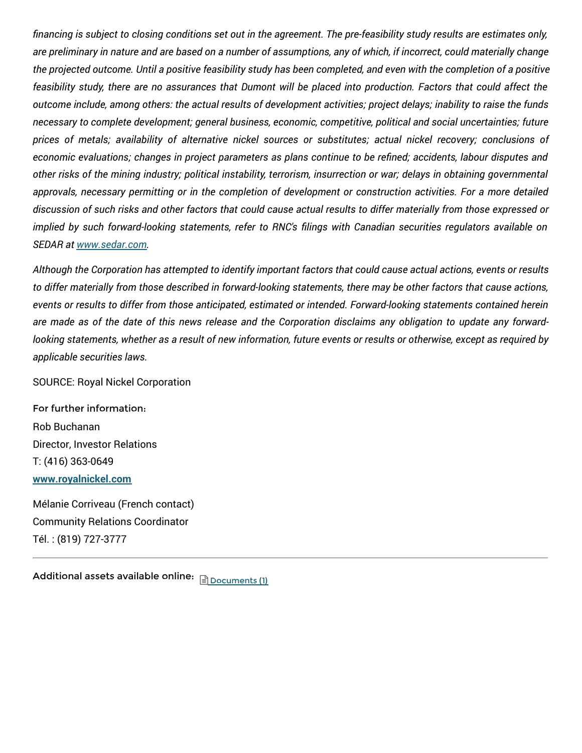*financing is subject to closing conditions set out in the agreement. The pre-feasibility study results are estimates only, are preliminary in nature and are based on a number of assumptions, any of which, if incorrect, could materially change the projected outcome. Until a positive feasibility study has been completed, and even with the completion of a positive feasibility study, there are no assurances that Dumont will be placed into production. Factors that could affect the outcome include, among others: the actual results of development activities; project delays; inability to raise the funds necessary to complete development; general business, economic, competitive, political and social uncertainties; future prices of metals; availability of alternative nickel sources or substitutes; actual nickel recovery; conclusions of economic evaluations; changes in project parameters as plans continue to be refined; accidents, labour disputes and other risks of the mining industry; political instability, terrorism, insurrection or war; delays in obtaining governmental approvals, necessary permitting or in the completion of development or construction activities. For a more detailed discussion of such risks and other factors that could cause actual results to differ materially from those expressed or implied by such forward-looking statements, refer to RNC's filings with Canadian securities regulators available on SEDAR at [www.sedar.com](www.sedar.com).*

*Although the Corporation has attempted to identify important factors that could cause actual actions, events or results to differ materially from those described in forward-looking statements, there may be other factors that cause actions, events or results to differ from those anticipated, estimated or intended. Forward-looking statements contained herein are made as of the date of this news release and the Corporation disclaims any obligation to update any forward-looking statements, whether as a result of new information, future events or results or otherwise, except as required by applicable securities laws.*

SOURCE: Royal Nickel Corporation

For further information:

Rob Buchanan
Director, Investor Relations
T: (416) 363-0649
**[www.royalnickel.com](www.royalnickel.com)**

Mélanie Corriveau (French contact)
Community Relations Coordinator
Tél. : (819) 727-3777

---

Additional assets available online: Documents (1)